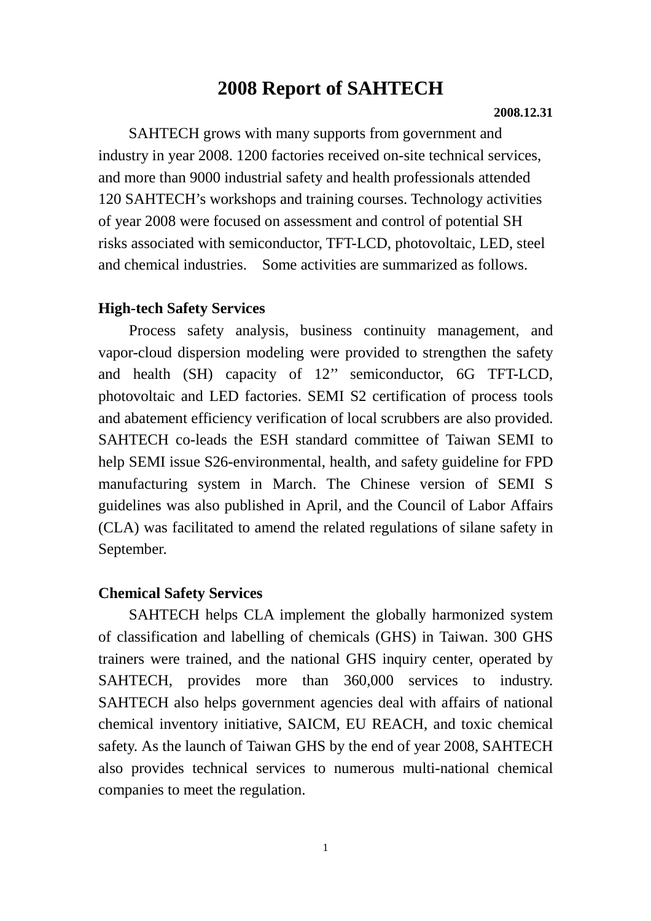# 2008 Report of SAHTECH

**2008.12.31**

SAHTECH grows with many supports from government and industry in year 2008. 1200 factories received on-site technical services, and more than 9000 industrial safety and health professionals attended 120 SAHTECH's workshops and training courses. Technology activities of year 2008 were focused on assessment and control of potential SH risks associated with semiconductor, TFT-LCD, photovoltaic, LED, steel and chemical industries. Some activities are summarized as follows.

**High-tech Safety Services**

Process safety analysis, business continuity management, and vapor-cloud dispersion modeling were provided to strengthen the safety and health (SH) capacity of 12'' semiconductor, 6G TFT-LCD, photovoltaic and LED factories. SEMI S2 certification of process tools and abatement efficiency verification of local scrubbers are also provided. SAHTECH co-leads the ESH standard committee of Taiwan SEMI to help SEMI issue S26-environmental, health, and safety guideline for FPD manufacturing system in March. The Chinese version of SEMI S guidelines was also published in April, and the Council of Labor Affairs (CLA) was facilitated to amend the related regulations of silane safety in September.

**Chemical Safety Services**

SAHTECH helps CLA implement the globally harmonized system of classification and labelling of chemicals (GHS) in Taiwan. 300 GHS trainers were trained, and the national GHS inquiry center, operated by SAHTECH, provides more than 360,000 services to industry. SAHTECH also helps government agencies deal with affairs of national chemical inventory initiative, SAICM, EU REACH, and toxic chemical safety. As the launch of Taiwan GHS by the end of year 2008, SAHTECH also provides technical services to numerous multi-national chemical companies to meet the regulation.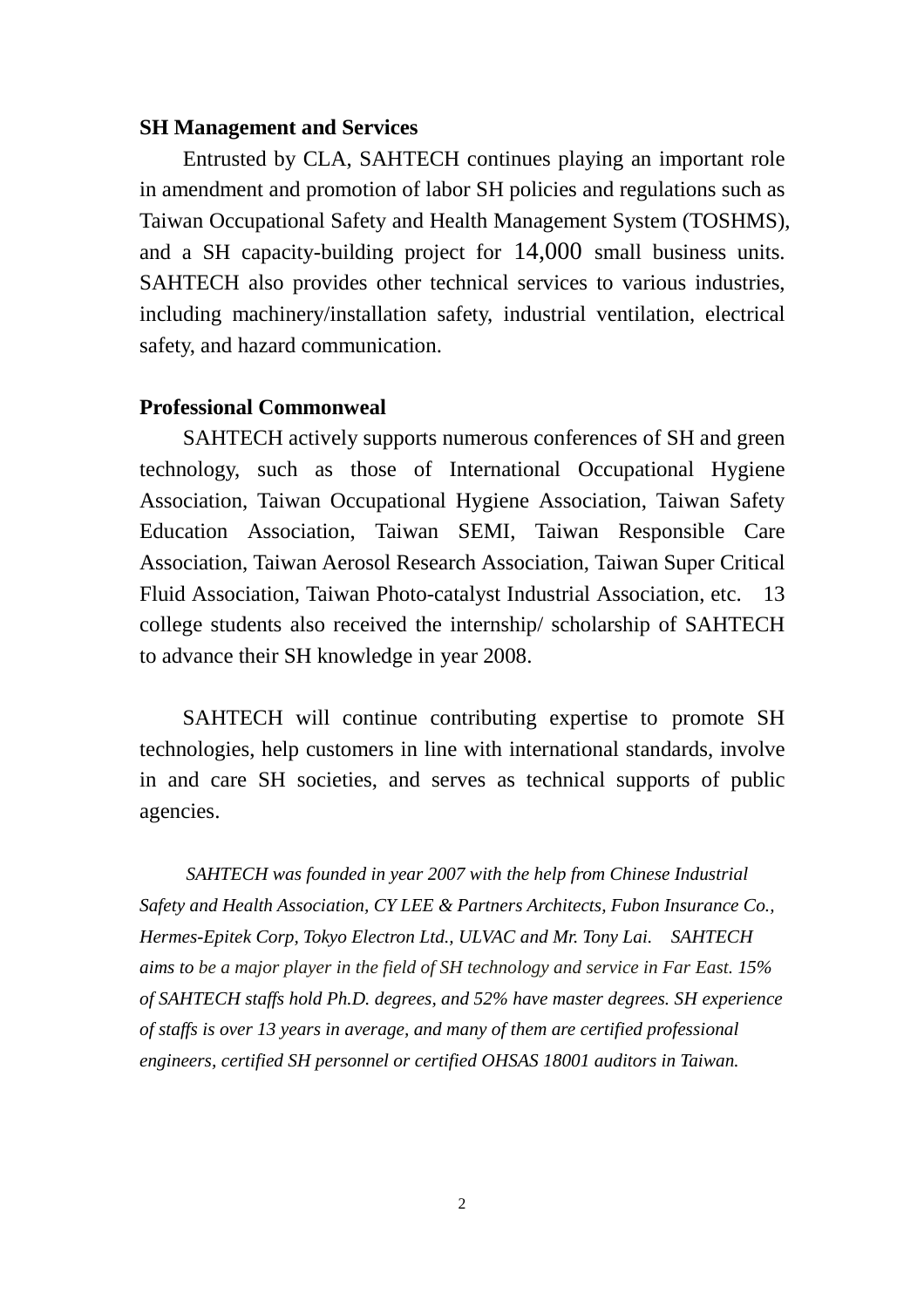**SH Management and Services**

Entrusted by CLA, SAHTECH continues playing an important role in amendment and promotion of labor SH policies and regulations such as Taiwan Occupational Safety and Health Management System (TOSHMS), and a SH capacity-building project for 14,000 small business units. SAHTECH also provides other technical services to various industries, including machinery/installation safety, industrial ventilation, electrical safety, and hazard communication.

**Professional Commonweal**

SAHTECH actively supports numerous conferences of SH and green technology, such as those of International Occupational Hygiene Association, Taiwan Occupational Hygiene Association, Taiwan Safety Education Association, Taiwan SEMI, Taiwan Responsible Care Association, Taiwan Aerosol Research Association, Taiwan Super Critical Fluid Association, Taiwan Photo-catalyst Industrial Association, etc. 13 college students also received the internship/ scholarship of SAHTECH to advance their SH knowledge in year 2008.

SAHTECH will continue contributing expertise to promote SH technologies, help customers in line with international standards, involve in and care SH societies, and serves as technical supports of public agencies.

*SAHTECH was founded in year 2007 with the help from Chinese Industrial Safety and Health Association, CY LEE & Partners Architects, Fubon Insurance Co., Hermes-Epitek Corp, Tokyo Electron Ltd., ULVAC and Mr. Tony Lai. SAHTECH aims to be a major player in the field of SH technology and service in Far East. 15% of SAHTECH staffs hold Ph.D. degrees, and 52% have master degrees. SH experience of staffs is over 13 years in average, and many of them are certified professional engineers, certified SH personnel or certified OHSAS 18001 auditors in Taiwan.*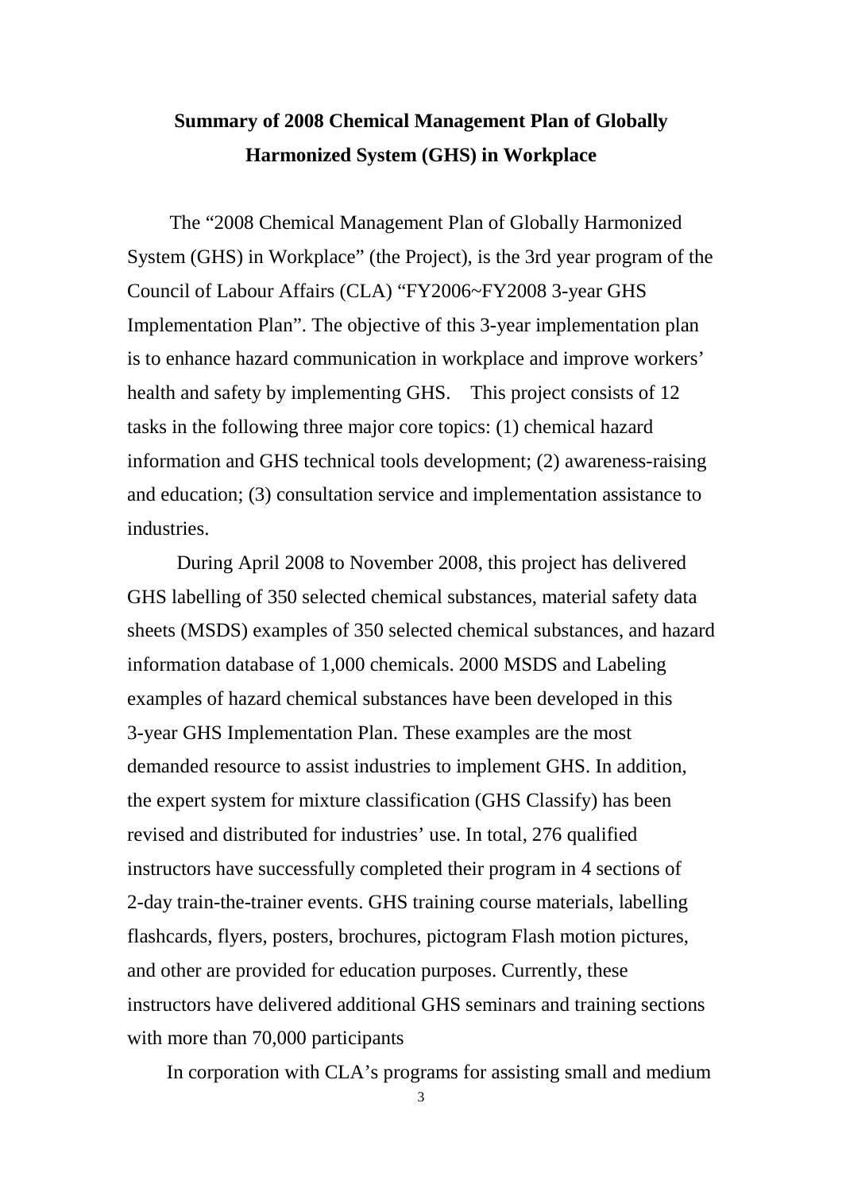# Summary of 2008 Chemical Management Plan of Globally Harmonized System (GHS) in Workplace

The “2008 Chemical Management Plan of Globally Harmonized System (GHS) in Workplace” (the Project), is the 3rd year program of the Council of Labour Affairs (CLA) “FY2006~FY2008 3-year GHS Implementation Plan”. The objective of this 3-year implementation plan is to enhance hazard communication in workplace and improve workers’ health and safety by implementing GHS. This project consists of 12 tasks in the following three major core topics: (1) chemical hazard information and GHS technical tools development; (2) awareness-raising and education; (3) consultation service and implementation assistance to industries.

During April 2008 to November 2008, this project has delivered GHS labelling of 350 selected chemical substances, material safety data sheets (MSDS) examples of 350 selected chemical substances, and hazard information database of 1,000 chemicals. 2000 MSDS and Labeling examples of hazard chemical substances have been developed in this 3-year GHS Implementation Plan. These examples are the most demanded resource to assist industries to implement GHS. In addition, the expert system for mixture classification (GHS Classify) has been revised and distributed for industries’ use. In total, 276 qualified instructors have successfully completed their program in 4 sections of 2-day train-the-trainer events. GHS training course materials, labelling flashcards, flyers, posters, brochures, pictogram Flash motion pictures, and other are provided for education purposes. Currently, these instructors have delivered additional GHS seminars and training sections with more than 70,000 participants

In corporation with CLA’s programs for assisting small and medium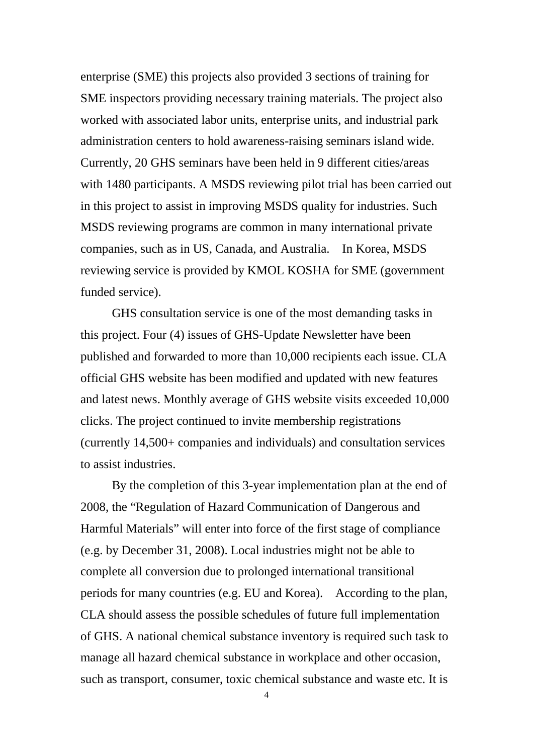enterprise (SME) this projects also provided 3 sections of training for SME inspectors providing necessary training materials. The project also worked with associated labor units, enterprise units, and industrial park administration centers to hold awareness-raising seminars island wide. Currently, 20 GHS seminars have been held in 9 different cities/areas with 1480 participants. A MSDS reviewing pilot trial has been carried out in this project to assist in improving MSDS quality for industries. Such MSDS reviewing programs are common in many international private companies, such as in US, Canada, and Australia. In Korea, MSDS reviewing service is provided by KMOL KOSHA for SME (government funded service).

GHS consultation service is one of the most demanding tasks in this project. Four (4) issues of GHS-Update Newsletter have been published and forwarded to more than 10,000 recipients each issue. CLA official GHS website has been modified and updated with new features and latest news. Monthly average of GHS website visits exceeded 10,000 clicks. The project continued to invite membership registrations (currently 14,500+ companies and individuals) and consultation services to assist industries.

By the completion of this 3-year implementation plan at the end of 2008, the "Regulation of Hazard Communication of Dangerous and Harmful Materials" will enter into force of the first stage of compliance (e.g. by December 31, 2008). Local industries might not be able to complete all conversion due to prolonged international transitional periods for many countries (e.g. EU and Korea). According to the plan, CLA should assess the possible schedules of future full implementation of GHS. A national chemical substance inventory is required such task to manage all hazard chemical substance in workplace and other occasion, such as transport, consumer, toxic chemical substance and waste etc. It is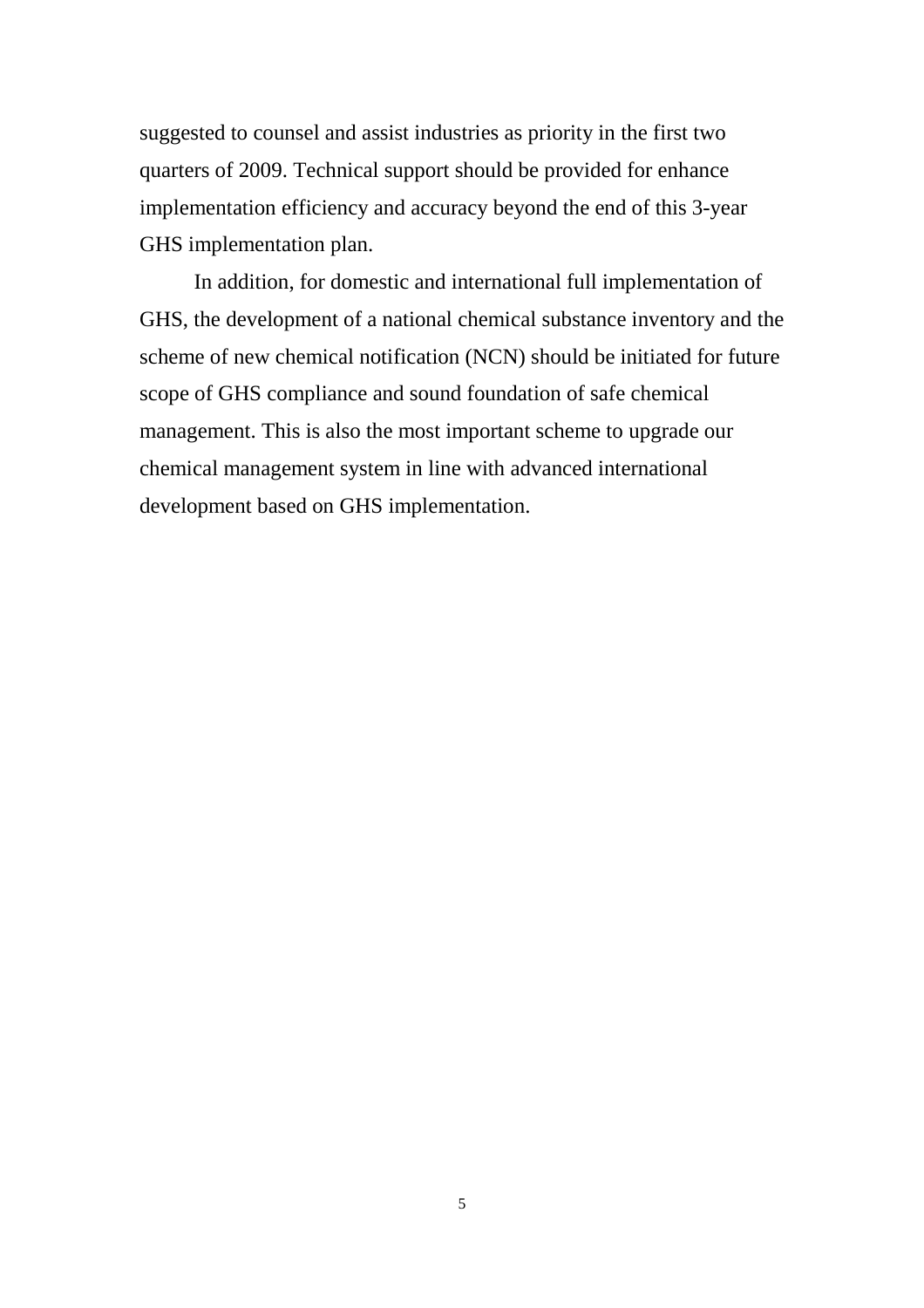suggested to counsel and assist industries as priority in the first two quarters of 2009. Technical support should be provided for enhance implementation efficiency and accuracy beyond the end of this 3-year GHS implementation plan.

In addition, for domestic and international full implementation of GHS, the development of a national chemical substance inventory and the scheme of new chemical notification (NCN) should be initiated for future scope of GHS compliance and sound foundation of safe chemical management. This is also the most important scheme to upgrade our chemical management system in line with advanced international development based on GHS implementation.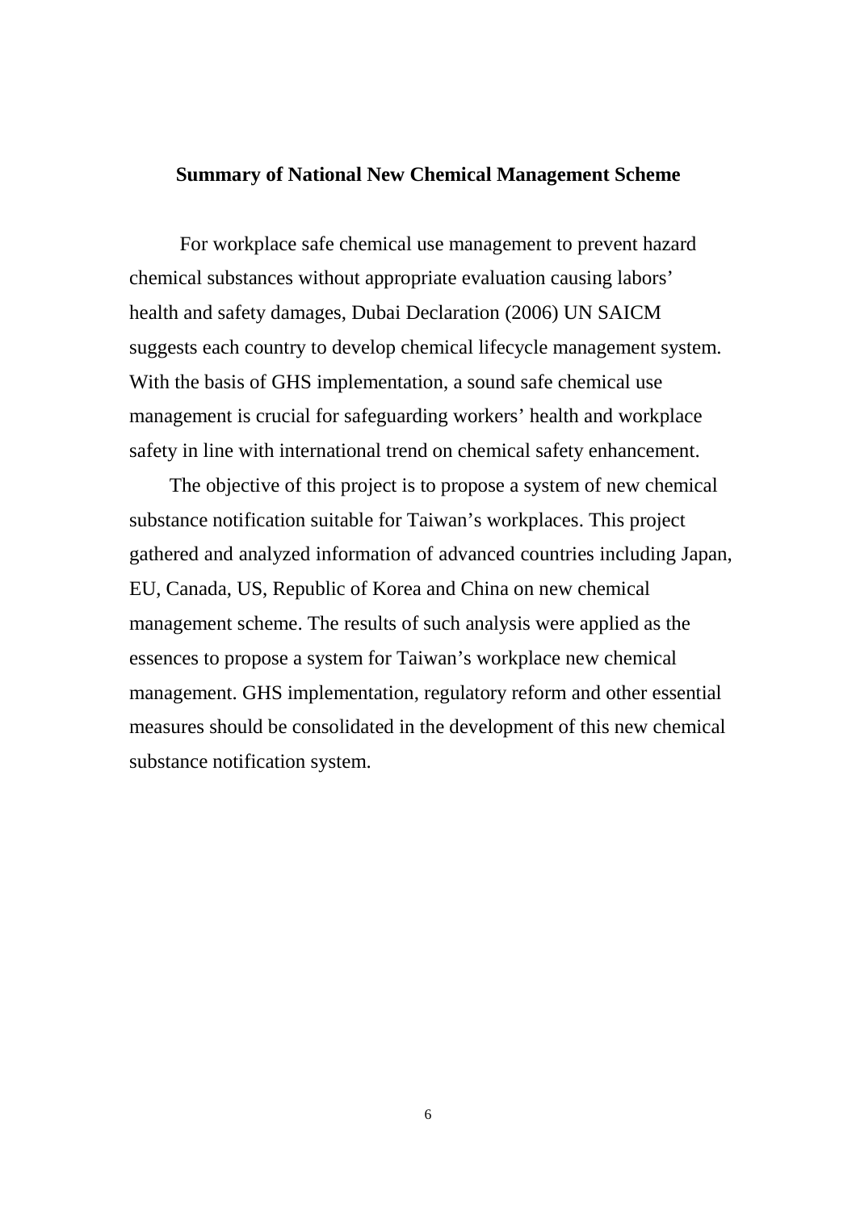## Summary of National New Chemical Management Scheme

For workplace safe chemical use management to prevent hazard chemical substances without appropriate evaluation causing labors' health and safety damages, Dubai Declaration (2006) UN SAICM suggests each country to develop chemical lifecycle management system. With the basis of GHS implementation, a sound safe chemical use management is crucial for safeguarding workers' health and workplace safety in line with international trend on chemical safety enhancement.

The objective of this project is to propose a system of new chemical substance notification suitable for Taiwan's workplaces. This project gathered and analyzed information of advanced countries including Japan, EU, Canada, US, Republic of Korea and China on new chemical management scheme. The results of such analysis were applied as the essences to propose a system for Taiwan's workplace new chemical management. GHS implementation, regulatory reform and other essential measures should be consolidated in the development of this new chemical substance notification system.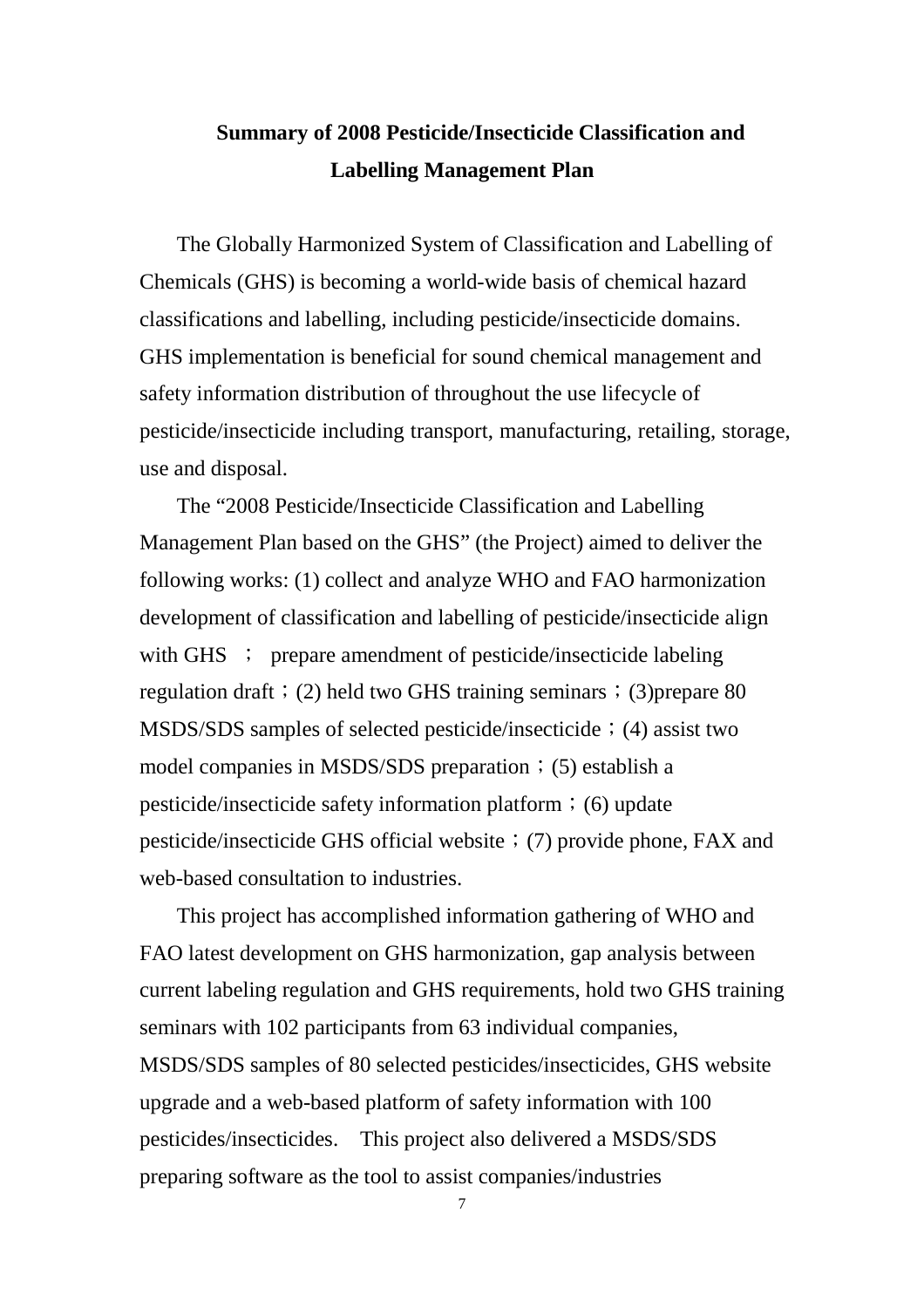## Summary of 2008 Pesticide/Insecticide Classification and Labelling Management Plan

The Globally Harmonized System of Classification and Labelling of Chemicals (GHS) is becoming a world-wide basis of chemical hazard classifications and labelling, including pesticide/insecticide domains. GHS implementation is beneficial for sound chemical management and safety information distribution of throughout the use lifecycle of pesticide/insecticide including transport, manufacturing, retailing, storage, use and disposal.

The "2008 Pesticide/Insecticide Classification and Labelling Management Plan based on the GHS" (the Project) aimed to deliver the following works: (1) collect and analyze WHO and FAO harmonization development of classification and labelling of pesticide/insecticide align with GHS ； prepare amendment of pesticide/insecticide labeling regulation draft；(2) held two GHS training seminars；(3)prepare 80 MSDS/SDS samples of selected pesticide/insecticide；(4) assist two model companies in MSDS/SDS preparation；(5) establish a pesticide/insecticide safety information platform；(6) update pesticide/insecticide GHS official website；(7) provide phone, FAX and web-based consultation to industries.

This project has accomplished information gathering of WHO and FAO latest development on GHS harmonization, gap analysis between current labeling regulation and GHS requirements, hold two GHS training seminars with 102 participants from 63 individual companies, MSDS/SDS samples of 80 selected pesticides/insecticides, GHS website upgrade and a web-based platform of safety information with 100 pesticides/insecticides. This project also delivered a MSDS/SDS preparing software as the tool to assist companies/industries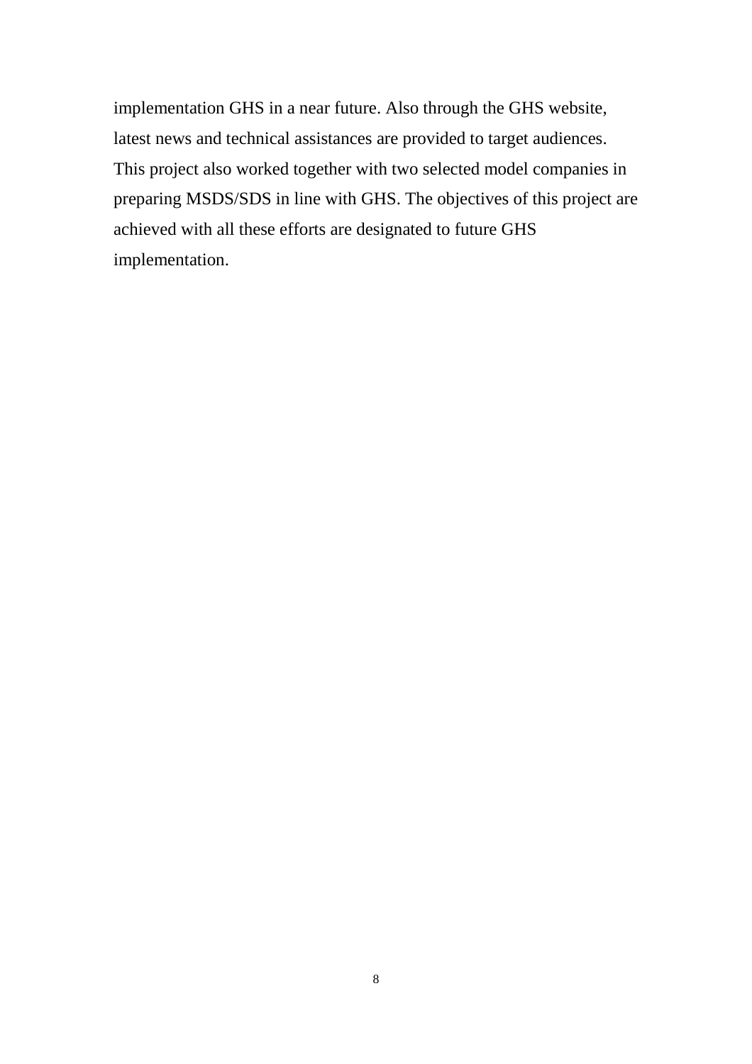implementation GHS in a near future. Also through the GHS website, latest news and technical assistances are provided to target audiences. This project also worked together with two selected model companies in preparing MSDS/SDS in line with GHS. The objectives of this project are achieved with all these efforts are designated to future GHS implementation.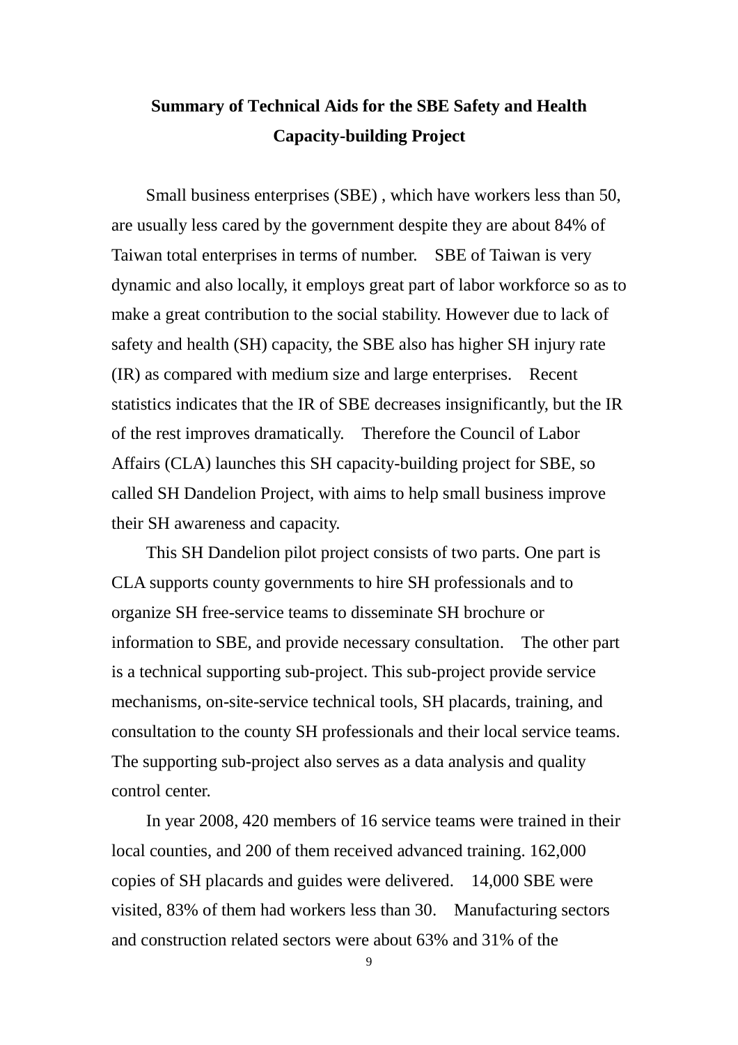# Summary of Technical Aids for the SBE Safety and Health Capacity-building Project

Small business enterprises (SBE) , which have workers less than 50, are usually less cared by the government despite they are about 84% of Taiwan total enterprises in terms of number. SBE of Taiwan is very dynamic and also locally, it employs great part of labor workforce so as to make a great contribution to the social stability. However due to lack of safety and health (SH) capacity, the SBE also has higher SH injury rate (IR) as compared with medium size and large enterprises. Recent statistics indicates that the IR of SBE decreases insignificantly, but the IR of the rest improves dramatically. Therefore the Council of Labor Affairs (CLA) launches this SH capacity-building project for SBE, so called SH Dandelion Project, with aims to help small business improve their SH awareness and capacity.

This SH Dandelion pilot project consists of two parts. One part is CLA supports county governments to hire SH professionals and to organize SH free-service teams to disseminate SH brochure or information to SBE, and provide necessary consultation. The other part is a technical supporting sub-project. This sub-project provide service mechanisms, on-site-service technical tools, SH placards, training, and consultation to the county SH professionals and their local service teams. The supporting sub-project also serves as a data analysis and quality control center.

In year 2008, 420 members of 16 service teams were trained in their local counties, and 200 of them received advanced training. 162,000 copies of SH placards and guides were delivered. 14,000 SBE were visited, 83% of them had workers less than 30. Manufacturing sectors and construction related sectors were about 63% and 31% of the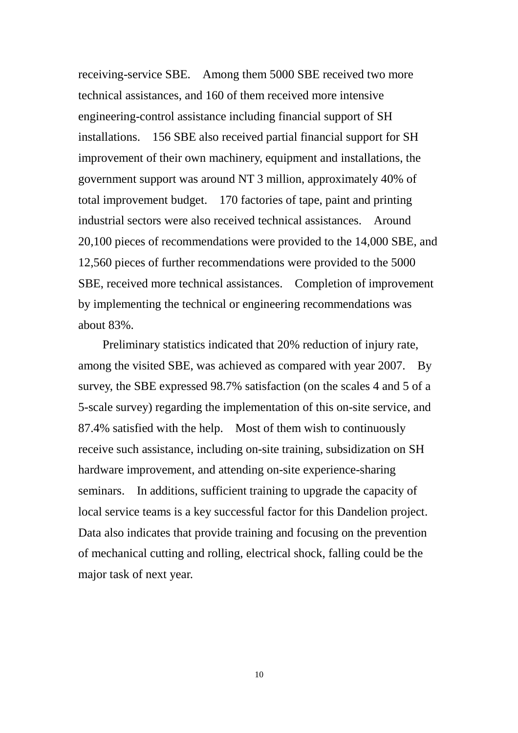receiving-service SBE. Among them 5000 SBE received two more technical assistances, and 160 of them received more intensive engineering-control assistance including financial support of SH installations. 156 SBE also received partial financial support for SH improvement of their own machinery, equipment and installations, the government support was around NT 3 million, approximately 40% of total improvement budget. 170 factories of tape, paint and printing industrial sectors were also received technical assistances. Around 20,100 pieces of recommendations were provided to the 14,000 SBE, and 12,560 pieces of further recommendations were provided to the 5000 SBE, received more technical assistances. Completion of improvement by implementing the technical or engineering recommendations was about 83%.

Preliminary statistics indicated that 20% reduction of injury rate, among the visited SBE, was achieved as compared with year 2007. By survey, the SBE expressed 98.7% satisfaction (on the scales 4 and 5 of a 5-scale survey) regarding the implementation of this on-site service, and 87.4% satisfied with the help. Most of them wish to continuously receive such assistance, including on-site training, subsidization on SH hardware improvement, and attending on-site experience-sharing seminars. In additions, sufficient training to upgrade the capacity of local service teams is a key successful factor for this Dandelion project. Data also indicates that provide training and focusing on the prevention of mechanical cutting and rolling, electrical shock, falling could be the major task of next year.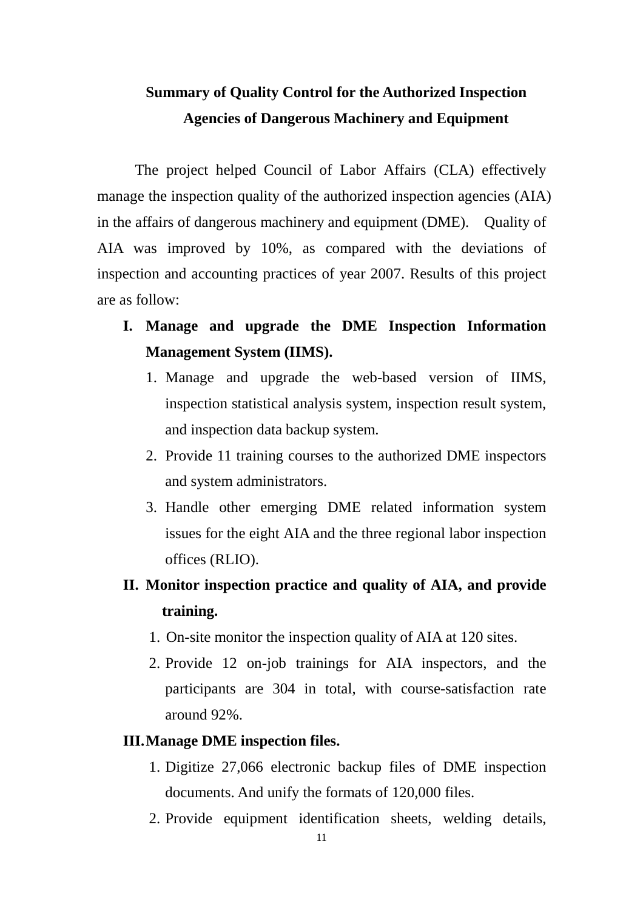# Summary of Quality Control for the Authorized Inspection Agencies of Dangerous Machinery and Equipment

The project helped Council of Labor Affairs (CLA) effectively manage the inspection quality of the authorized inspection agencies (AIA) in the affairs of dangerous machinery and equipment (DME). Quality of AIA was improved by 10%, as compared with the deviations of inspection and accounting practices of year 2007. Results of this project are as follow:

**I. Manage and upgrade the DME Inspection Information Management System (IIMS).**

1. Manage and upgrade the web-based version of IIMS, inspection statistical analysis system, inspection result system, and inspection data backup system.
2. Provide 11 training courses to the authorized DME inspectors and system administrators.
3. Handle other emerging DME related information system issues for the eight AIA and the three regional labor inspection offices (RLIO).

**II. Monitor inspection practice and quality of AIA, and provide training.**

1. On-site monitor the inspection quality of AIA at 120 sites.
2. Provide 12 on-job trainings for AIA inspectors, and the participants are 304 in total, with course-satisfaction rate around 92%.

**III. Manage DME inspection files.**

1. Digitize 27,066 electronic backup files of DME inspection documents. And unify the formats of 120,000 files.
2. Provide equipment identification sheets, welding details,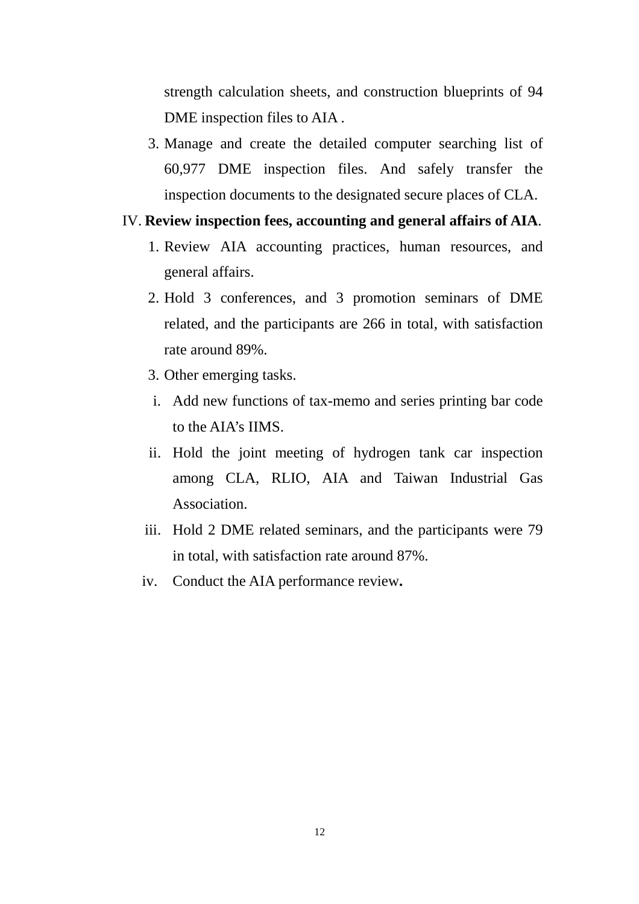strength calculation sheets, and construction blueprints of 94 DME inspection files to AIA .

3. Manage and create the detailed computer searching list of 60,977 DME inspection files. And safely transfer the inspection documents to the designated secure places of CLA.

IV. **Review inspection fees, accounting and general affairs of AIA**.

1. Review AIA accounting practices, human resources, and general affairs.
2. Hold 3 conferences, and 3 promotion seminars of DME related, and the participants are 266 in total, with satisfaction rate around 89%.
3. Other emerging tasks.
   - i. Add new functions of tax-memo and series printing bar code to the AIA's IIMS.
   - ii. Hold the joint meeting of hydrogen tank car inspection among CLA, RLIO, AIA and Taiwan Industrial Gas Association.
   - iii. Hold 2 DME related seminars, and the participants were 79 in total, with satisfaction rate around 87%.
   - iv. Conduct the AIA performance review**.**